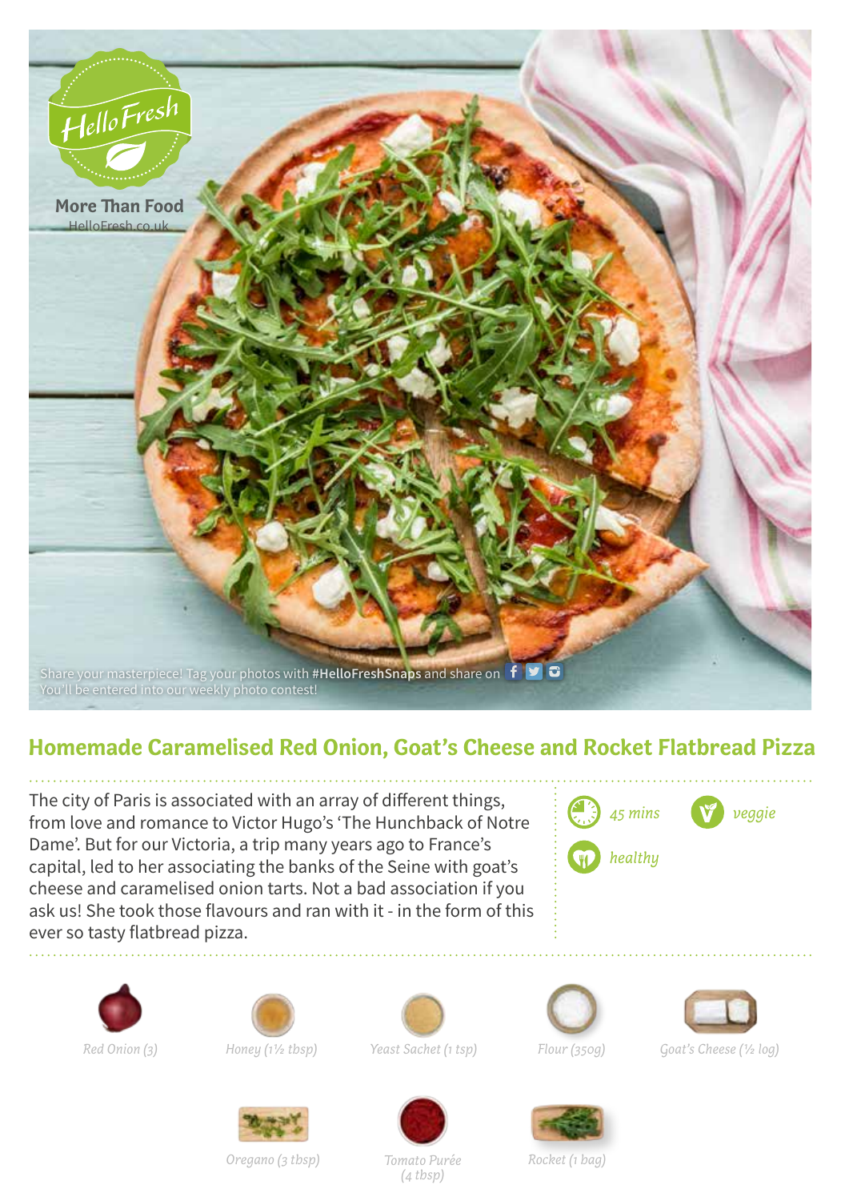HelloFresh

More Than Food
HelloFresh.co.uk

Share your masterpiece! Tag your photos with **#HelloFreshSnaps** and share on
You'll be entered into our weekly photo contest!

# Homemade Caramelised Red Onion, Goat's Cheese and Rocket Flatbread Pizza

The city of Paris is associated with an array of different things, from love and romance to Victor Hugo's 'The Hunchback of Notre Dame'. But for our Victoria, a trip many years ago to France's capital, led to her associating the banks of the Seine with goat's cheese and caramelised onion tarts. Not a bad association if you ask us! She took those flavours and ran with it - in the form of this ever so tasty flatbread pizza.

*45 mins* | *veggie* | *healthy*

- *Red Onion (3)*
- *Honey (1½ tbsp)*
- *Yeast Sachet (1 tsp)*
- *Flour (350g)*
- *Goat's Cheese (½ log)*
- *Oregano (3 tbsp)*
- *Tomato Purée (4 tbsp)*
- *Rocket (1 bag)*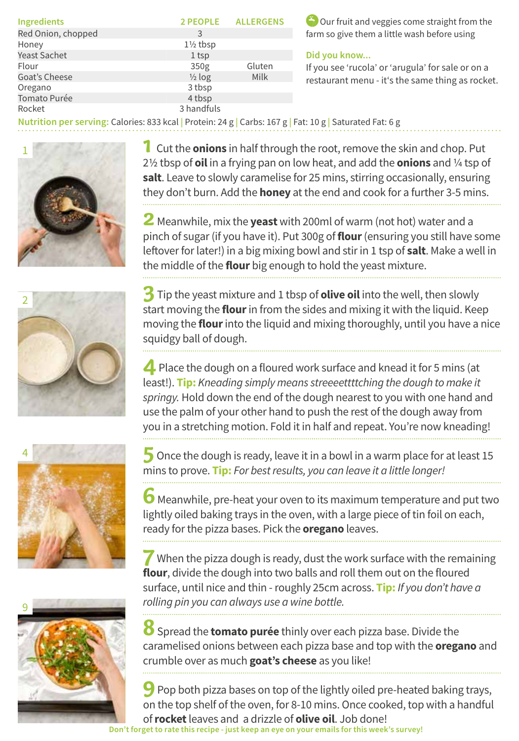| Ingredients | 2 PEOPLE | ALLERGENS |
| --- | --- | --- |
| Red Onion, chopped | 3 | |
| Honey | 1½ tbsp | |
| Yeast Sachet | 1 tsp | |
| Flour | 350g | Gluten |
| Goat's Cheese | ½ log | Milk |
| Oregano | 3 tbsp | |
| Tomato Purée | 4 tbsp | |
| Rocket | 3 handfuls | |

Our fruit and veggies come straight from the farm so give them a little wash before using

**Did you know...**

If you see 'rucola' or 'arugula' for sale or on a restaurant menu - it's the same thing as rocket.

**Nutrition per serving:** Calories: 833 kcal | Protein: 24 g | Carbs: 167 g | Fat: 10 g | Saturated Fat: 6 g

1

**1** Cut the **onions** in half through the root, remove the skin and chop. Put 2½ tbsp of **oil** in a frying pan on low heat, and add the **onions** and ¼ tsp of **salt**. Leave to slowly caramelise for 25 mins, stirring occasionally, ensuring they don't burn. Add the **honey** at the end and cook for a further 3-5 mins.

**2** Meanwhile, mix the **yeast** with 200ml of warm (not hot) water and a pinch of sugar (if you have it). Put 300g of **flour** (ensuring you still have some leftover for later!) in a big mixing bowl and stir in 1 tsp of **salt**. Make a well in the middle of the **flour** big enough to hold the yeast mixture.

2

**3** Tip the yeast mixture and 1 tbsp of **olive oil** into the well, then slowly start moving the **flour** in from the sides and mixing it with the liquid. Keep moving the **flour** into the liquid and mixing thoroughly, until you have a nice squidgy ball of dough.

4

**4** Place the dough on a floured work surface and knead it for 5 mins (at least!). **Tip:** *Kneading simply means streeeettttching the dough to make it springy.* Hold down the end of the dough nearest to you with one hand and use the palm of your other hand to push the rest of the dough away from you in a stretching motion. Fold it in half and repeat. You're now kneading!

**5** Once the dough is ready, leave it in a bowl in a warm place for at least 15 mins to prove. **Tip:** *For best results, you can leave it a little longer!*

**6** Meanwhile, pre-heat your oven to its maximum temperature and put two lightly oiled baking trays in the oven, with a large piece of tin foil on each, ready for the pizza bases. Pick the **oregano** leaves.

9

**7** When the pizza dough is ready, dust the work surface with the remaining **flour**, divide the dough into two balls and roll them out on the floured surface, until nice and thin - roughly 25cm across. **Tip:** *If you don't have a rolling pin you can always use a wine bottle.*

**8** Spread the **tomato purée** thinly over each pizza base. Divide the caramelised onions between each pizza base and top with the **oregano** and crumble over as much **goat's cheese** as you like!

**9** Pop both pizza bases on top of the lightly oiled pre-heated baking trays, on the top shelf of the oven, for 8-10 mins. Once cooked, top with a handful of **rocket** leaves and a drizzle of **olive oil**. Job done!

Don't forget to rate this recipe - just keep an eye on your emails for this week's survey!